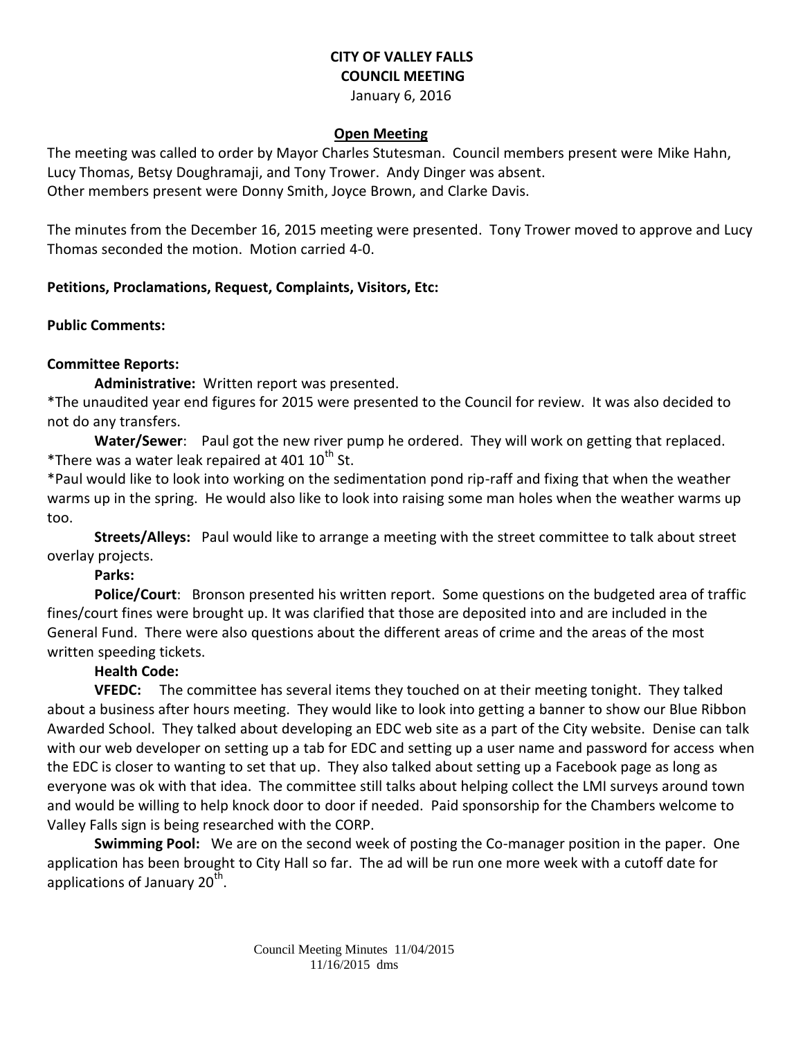# CITY OF VALLEY FALLS
## COUNCIL MEETING
January 6, 2016

**Open Meeting**

The meeting was called to order by Mayor Charles Stutesman. Council members present were Mike Hahn, Lucy Thomas, Betsy Doughramaji, and Tony Trower. Andy Dinger was absent.
Other members present were Donny Smith, Joyce Brown, and Clarke Davis.

The minutes from the December 16, 2015 meeting were presented. Tony Trower moved to approve and Lucy Thomas seconded the motion. Motion carried 4-0.

**Petitions, Proclamations, Request, Complaints, Visitors, Etc:**

**Public Comments:**

**Committee Reports:**

**Administrative:** Written report was presented.
*The unaudited year end figures for 2015 were presented to the Council for review. It was also decided to not do any transfers.

**Water/Sewer**: Paul got the new river pump he ordered. They will work on getting that replaced.
*There was a water leak repaired at 401 10th St.
*Paul would like to look into working on the sedimentation pond rip-raff and fixing that when the weather warms up in the spring. He would also like to look into raising some man holes when the weather warms up too.

**Streets/Alleys:** Paul would like to arrange a meeting with the street committee to talk about street overlay projects.

**Parks:**

**Police/Court**: Bronson presented his written report. Some questions on the budgeted area of traffic fines/court fines were brought up. It was clarified that those are deposited into and are included in the General Fund. There were also questions about the different areas of crime and the areas of the most written speeding tickets.

**Health Code:**

**VFEDC:** The committee has several items they touched on at their meeting tonight. They talked about a business after hours meeting. They would like to look into getting a banner to show our Blue Ribbon Awarded School. They talked about developing an EDC web site as a part of the City website. Denise can talk with our web developer on setting up a tab for EDC and setting up a user name and password for access when the EDC is closer to wanting to set that up. They also talked about setting up a Facebook page as long as everyone was ok with that idea. The committee still talks about helping collect the LMI surveys around town and would be willing to help knock door to door if needed. Paid sponsorship for the Chambers welcome to Valley Falls sign is being researched with the CORP.

**Swimming Pool:** We are on the second week of posting the Co-manager position in the paper. One application has been brought to City Hall so far. The ad will be run one more week with a cutoff date for applications of January 20th.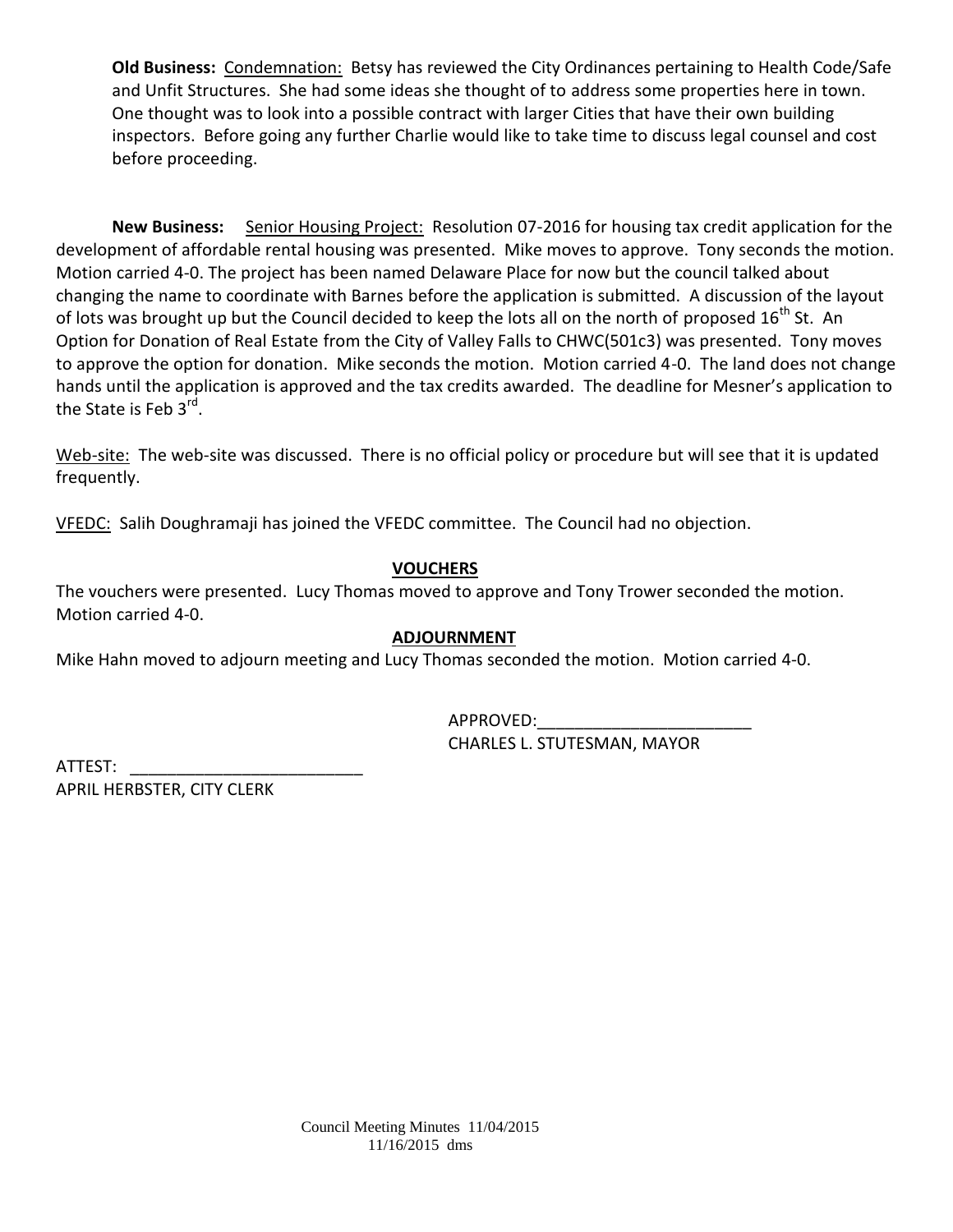**Old Business:** Condemnation: Betsy has reviewed the City Ordinances pertaining to Health Code/Safe and Unfit Structures. She had some ideas she thought of to address some properties here in town. One thought was to look into a possible contract with larger Cities that have their own building inspectors. Before going any further Charlie would like to take time to discuss legal counsel and cost before proceeding.

**New Business:** Senior Housing Project: Resolution 07-2016 for housing tax credit application for the development of affordable rental housing was presented. Mike moves to approve. Tony seconds the motion. Motion carried 4-0. The project has been named Delaware Place for now but the council talked about changing the name to coordinate with Barnes before the application is submitted. A discussion of the layout of lots was brought up but the Council decided to keep the lots all on the north of proposed 16th St. An Option for Donation of Real Estate from the City of Valley Falls to CHWC(501c3) was presented. Tony moves to approve the option for donation. Mike seconds the motion. Motion carried 4-0. The land does not change hands until the application is approved and the tax credits awarded. The deadline for Mesner's application to the State is Feb 3rd.

Web-site: The web-site was discussed. There is no official policy or procedure but will see that it is updated frequently.

VFEDC: Salih Doughramaji has joined the VFEDC committee. The Council had no objection.

**VOUCHERS**

The vouchers were presented. Lucy Thomas moved to approve and Tony Trower seconded the motion. Motion carried 4-0.

**ADJOURNMENT**

Mike Hahn moved to adjourn meeting and Lucy Thomas seconded the motion. Motion carried 4-0.

APPROVED:_______________________
CHARLES L. STUTESMAN, MAYOR

ATTEST: _________________________
APRIL HERBSTER, CITY CLERK

Council Meeting Minutes 11/04/2015
11/16/2015 dms